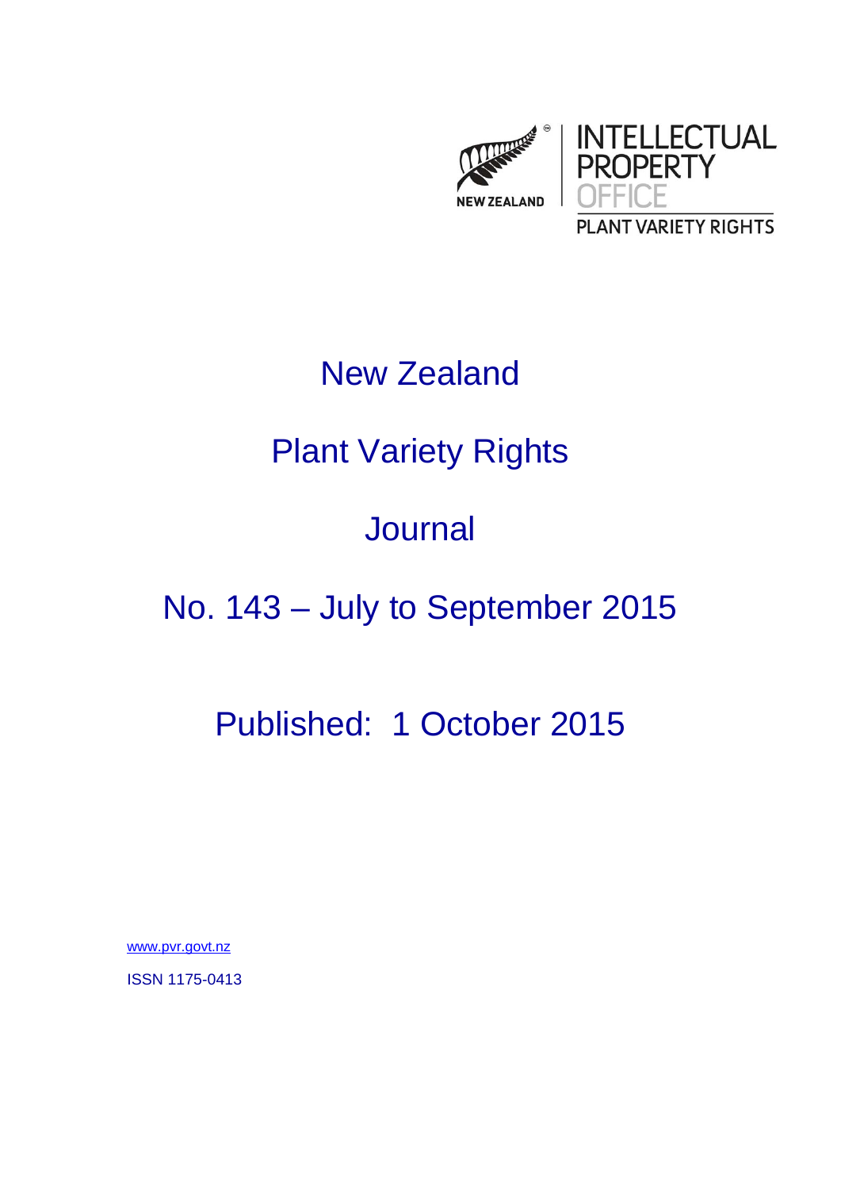NEW ZEALAND

INTELLECTUAL PROPERTY OFFICE

PLANT VARIETY RIGHTS

# New Zealand

# Plant Variety Rights

# Journal

# No. 143 – July to September 2015

## Published: 1 October 2015

www.pvr.govt.nz

ISSN 1175-0413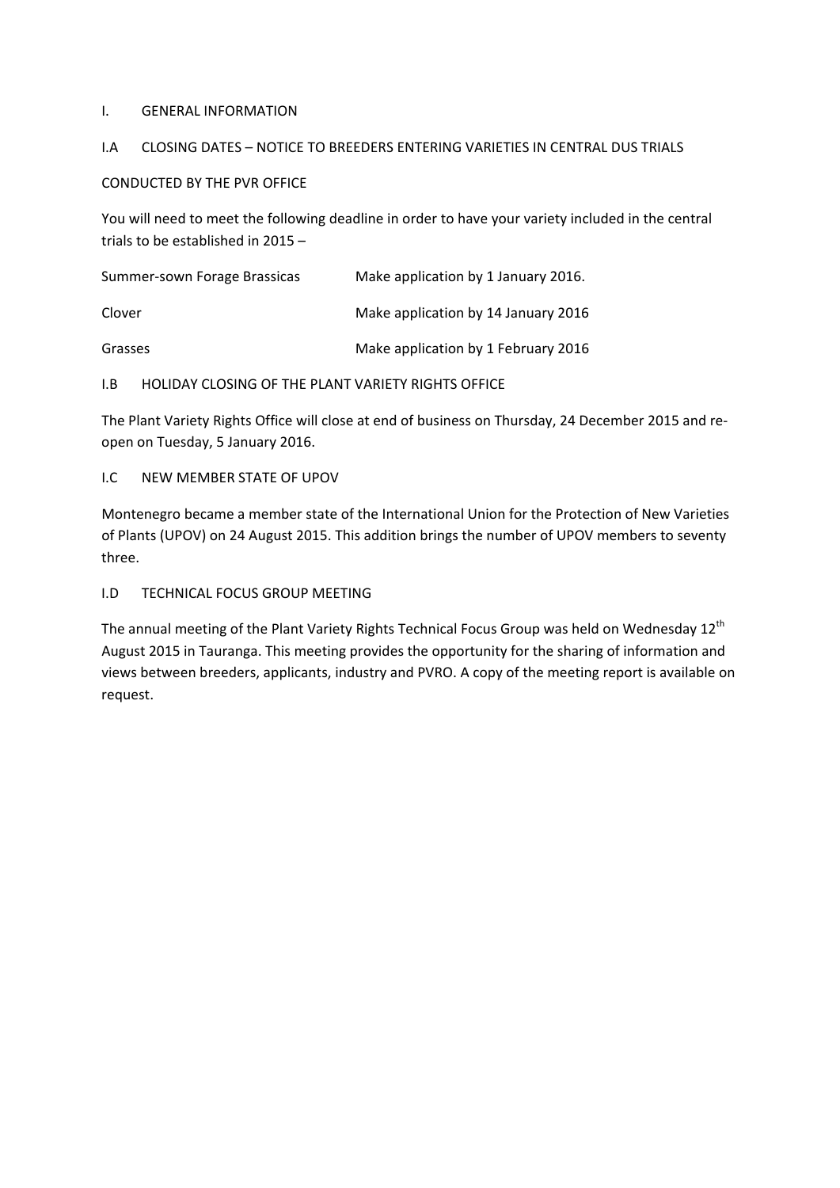## I. GENERAL INFORMATION

### I.A CLOSING DATES – NOTICE TO BREEDERS ENTERING VARIETIES IN CENTRAL DUS TRIALS

CONDUCTED BY THE PVR OFFICE

You will need to meet the following deadline in order to have your variety included in the central trials to be established in 2015 –

| | |
|---|---|
| Summer-sown Forage Brassicas | Make application by 1 January 2016. |
| Clover | Make application by 14 January 2016 |
| Grasses | Make application by 1 February 2016 |

### I.B HOLIDAY CLOSING OF THE PLANT VARIETY RIGHTS OFFICE

The Plant Variety Rights Office will close at end of business on Thursday, 24 December 2015 and re-open on Tuesday, 5 January 2016.

### I.C NEW MEMBER STATE OF UPOV

Montenegro became a member state of the International Union for the Protection of New Varieties of Plants (UPOV) on 24 August 2015. This addition brings the number of UPOV members to seventy three.

### I.D TECHNICAL FOCUS GROUP MEETING

The annual meeting of the Plant Variety Rights Technical Focus Group was held on Wednesday 12th August 2015 in Tauranga. This meeting provides the opportunity for the sharing of information and views between breeders, applicants, industry and PVRO. A copy of the meeting report is available on request.